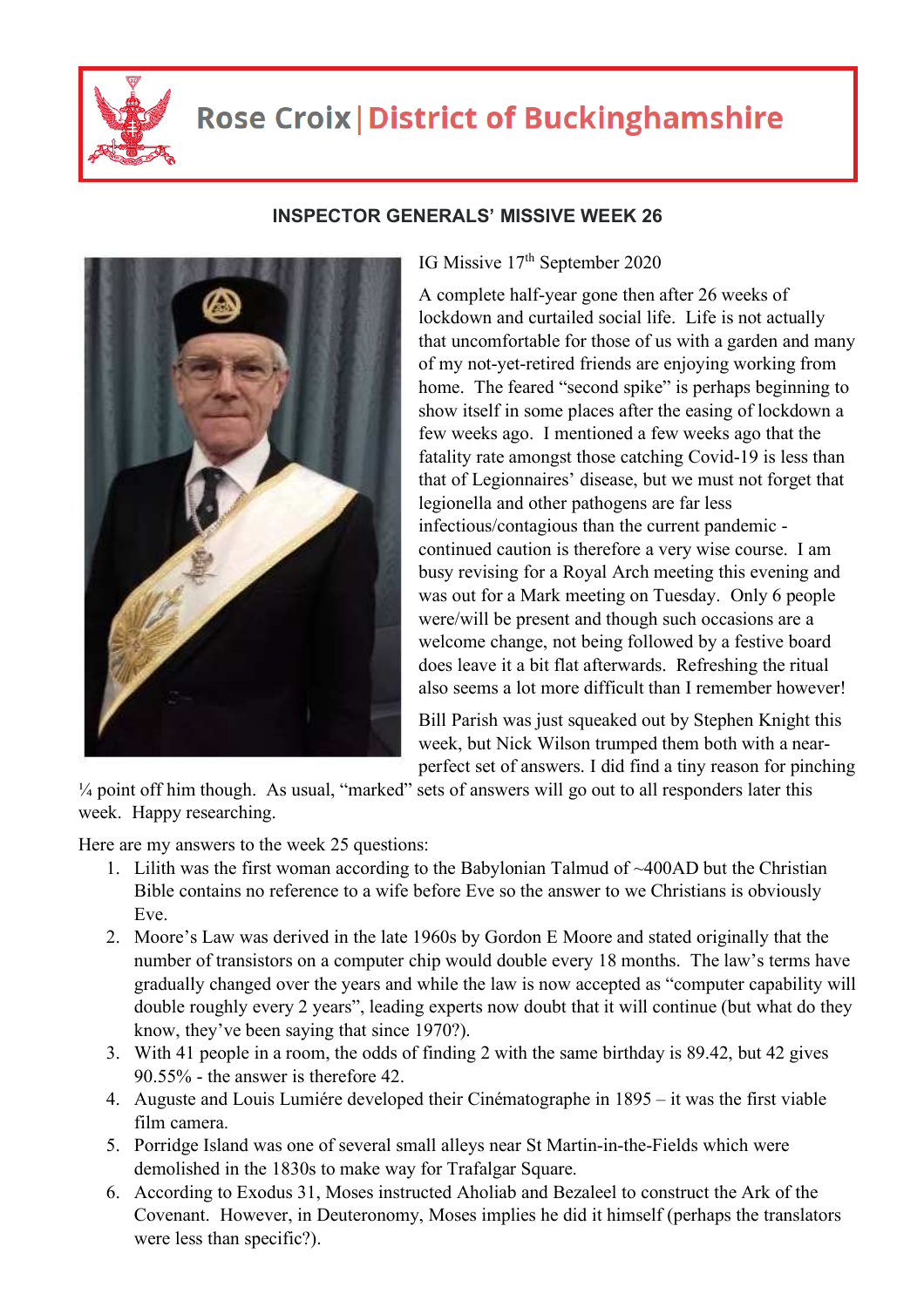# Rose Croix | District of Buckinghamshire

## INSPECTOR GENERALS' MISSIVE WEEK 26

IG Missive 17th September 2020

A complete half-year gone then after 26 weeks of lockdown and curtailed social life. Life is not actually that uncomfortable for those of us with a garden and many of my not-yet-retired friends are enjoying working from home. The feared "second spike" is perhaps beginning to show itself in some places after the easing of lockdown a few weeks ago. I mentioned a few weeks ago that the fatality rate amongst those catching Covid-19 is less than that of Legionnaires' disease, but we must not forget that legionella and other pathogens are far less infectious/contagious than the current pandemic - continued caution is therefore a very wise course. I am busy revising for a Royal Arch meeting this evening and was out for a Mark meeting on Tuesday. Only 6 people were/will be present and though such occasions are a welcome change, not being followed by a festive board does leave it a bit flat afterwards. Refreshing the ritual also seems a lot more difficult than I remember however!

Bill Parish was just squeaked out by Stephen Knight this week, but Nick Wilson trumped them both with a near-perfect set of answers. I did find a tiny reason for pinching ¼ point off him though. As usual, "marked" sets of answers will go out to all responders later this week. Happy researching.

Here are my answers to the week 25 questions:

1. Lilith was the first woman according to the Babylonian Talmud of ~400AD but the Christian Bible contains no reference to a wife before Eve so the answer to we Christians is obviously Eve.
2. Moore's Law was derived in the late 1960s by Gordon E Moore and stated originally that the number of transistors on a computer chip would double every 18 months. The law's terms have gradually changed over the years and while the law is now accepted as "computer capability will double roughly every 2 years", leading experts now doubt that it will continue (but what do they know, they've been saying that since 1970?).
3. With 41 people in a room, the odds of finding 2 with the same birthday is 89.42, but 42 gives 90.55% - the answer is therefore 42.
4. Auguste and Louis Lumiére developed their Cinématographe in 1895 – it was the first viable film camera.
5. Porridge Island was one of several small alleys near St Martin-in-the-Fields which were demolished in the 1830s to make way for Trafalgar Square.
6. According to Exodus 31, Moses instructed Aholiab and Bezaleel to construct the Ark of the Covenant. However, in Deuteronomy, Moses implies he did it himself (perhaps the translators were less than specific?).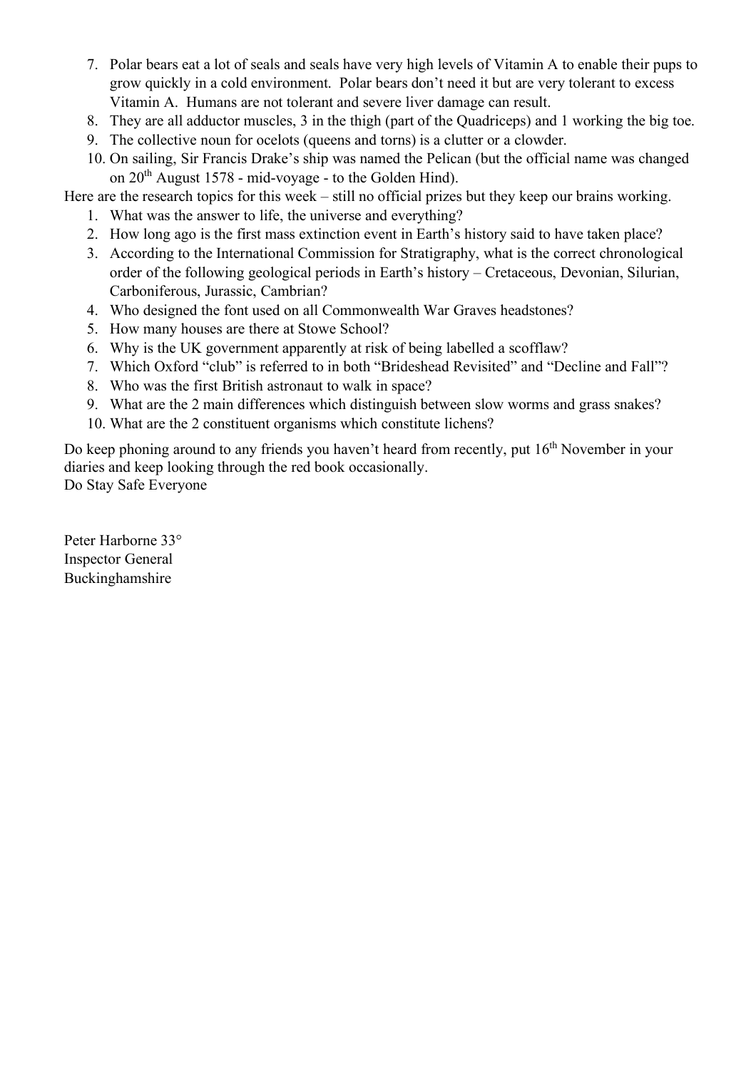7. Polar bears eat a lot of seals and seals have very high levels of Vitamin A to enable their pups to grow quickly in a cold environment. Polar bears don't need it but are very tolerant to excess Vitamin A. Humans are not tolerant and severe liver damage can result.
8. They are all adductor muscles, 3 in the thigh (part of the Quadriceps) and 1 working the big toe.
9. The collective noun for ocelots (queens and torns) is a clutter or a clowder.
10. On sailing, Sir Francis Drake's ship was named the Pelican (but the official name was changed on 20th August 1578 - mid-voyage - to the Golden Hind).

Here are the research topics for this week – still no official prizes but they keep our brains working.

1. What was the answer to life, the universe and everything?
2. How long ago is the first mass extinction event in Earth's history said to have taken place?
3. According to the International Commission for Stratigraphy, what is the correct chronological order of the following geological periods in Earth's history – Cretaceous, Devonian, Silurian, Carboniferous, Jurassic, Cambrian?
4. Who designed the font used on all Commonwealth War Graves headstones?
5. How many houses are there at Stowe School?
6. Why is the UK government apparently at risk of being labelled a scofflaw?
7. Which Oxford "club" is referred to in both "Brideshead Revisited" and "Decline and Fall"?
8. Who was the first British astronaut to walk in space?
9. What are the 2 main differences which distinguish between slow worms and grass snakes?
10. What are the 2 constituent organisms which constitute lichens?

Do keep phoning around to any friends you haven't heard from recently, put 16th November in your diaries and keep looking through the red book occasionally.
Do Stay Safe Everyone

Peter Harborne 33°
Inspector General
Buckinghamshire